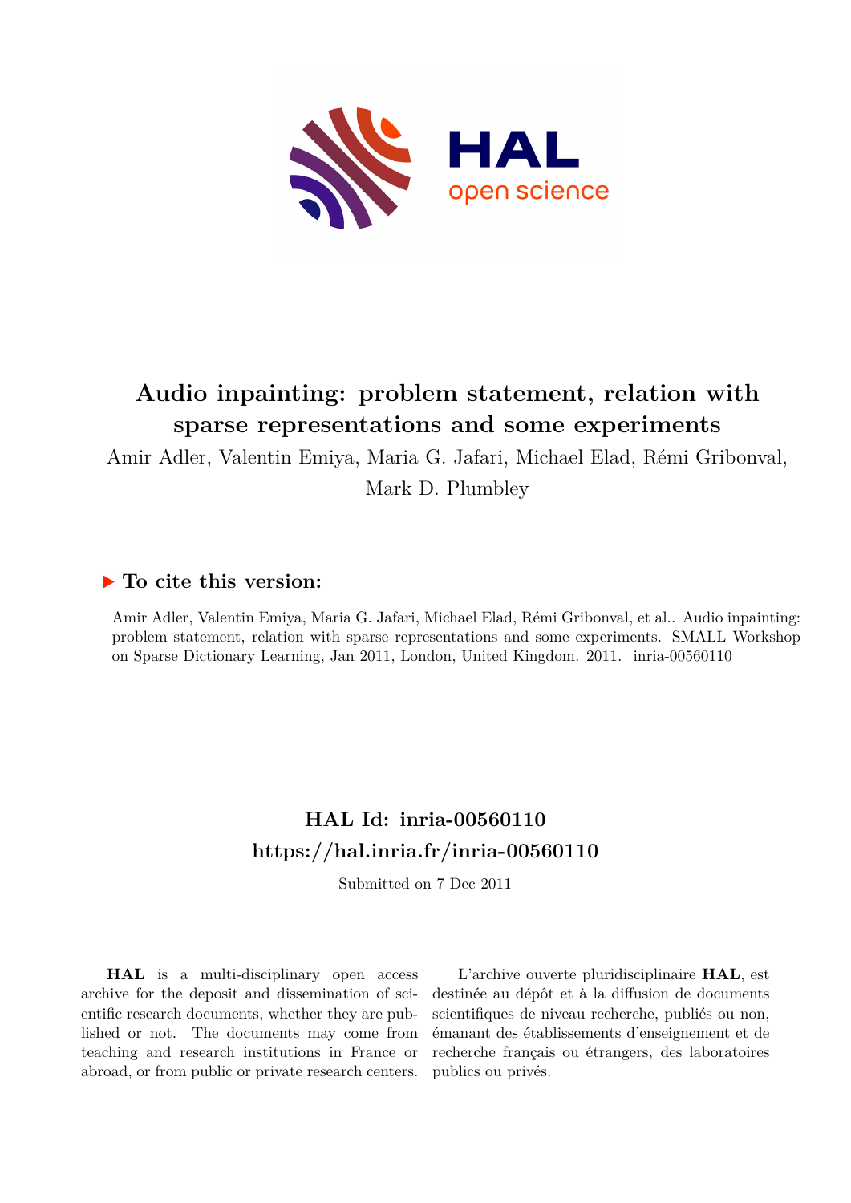# Audio inpainting: problem statement, relation with sparse representations and some experiments

Amir Adler, Valentin Emiya, Maria G. Jafari, Michael Elad, Rémi Gribonval, Mark D. Plumbley

## ▶ To cite this version:

Amir Adler, Valentin Emiya, Maria G. Jafari, Michael Elad, Rémi Gribonval, et al.. Audio inpainting: problem statement, relation with sparse representations and some experiments. SMALL Workshop on Sparse Dictionary Learning, Jan 2011, London, United Kingdom. 2011. inria-00560110

## HAL Id: inria-00560110
## https://hal.inria.fr/inria-00560110

Submitted on 7 Dec 2011

**HAL** is a multi-disciplinary open access archive for the deposit and dissemination of scientific research documents, whether they are published or not. The documents may come from teaching and research institutions in France or abroad, or from public or private research centers.

L'archive ouverte pluridisciplinaire **HAL**, est destinée au dépôt et à la diffusion de documents scientifiques de niveau recherche, publiés ou non, émanant des établissements d'enseignement et de recherche français ou étrangers, des laboratoires publics ou privés.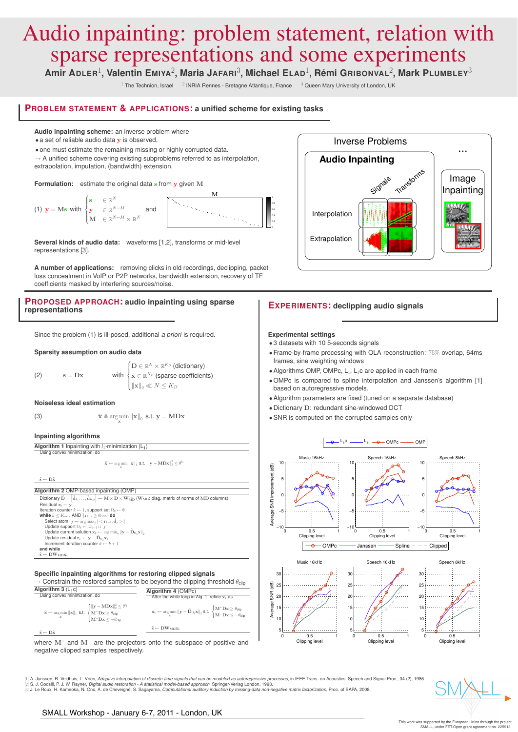# Audio inpainting: problem statement, relation with sparse representations and some experiments

**Amir Adler**[1], **Valentin Emiya**[2], **Maria Jafari**[3], **Michael Elad**[1], **Rémi Gribonval**[2], **Mark Plumbley**[3]

[1] The Technion, Israel [2] INRIA Rennes - Bretagne Atlantique, France [3] Queen Mary University of London, UK

## Problem Statement & Applications: a unified scheme for existing tasks

**Audio inpainting scheme:** an inverse problem where

- a set of reliable audio data $\mathbf{y}$ is observed,
- one must estimate the remaining missing or highly corrupted data.

→ A unified scheme covering existing subproblems referred to as interpolation, extrapolation, imputation, (bandwidth) extension.

**Formulation:** estimate the original data $\mathbf{s}$ from $\mathbf{y}$ given $\mathbf{M}$

$$(1)\quad \mathbf{y} = \mathbf{M}\mathbf{s} \text{ with } \begin{cases} \mathbf{s} & \in \mathbb{R}^N \\ \mathbf{y} & \in \mathbb{R}^{N-M} \\ \mathbf{M} & \in \mathbb{R}^{N-M} \times \mathbb{R}^N \end{cases} \text{ and }$$

M

**Several kinds of audio data:** waveforms [1,2], transforms or mid-level representations [3].

**A number of applications:** removing clicks in old recordings, declipping, packet loss concealment in VoIP or P2P networks, bandwidth extension, recovery of TF coefficients masked by interfering sources/noise.

Inverse Problems

Audio Inpainting

Signals

Transforms

Interpolation

Extrapolation

Image Inpainting

...

## Proposed approach: audio inpainting using sparse representations

Since the problem (1) is ill-posed, additional *a priori* is required.

**Sparsity assumption on audio data**

$$(2)\quad \mathbf{s} = \mathbf{D}\mathbf{x} \quad \text{with} \begin{cases} \mathbf{D} \in \mathbb{R}^N \times \mathbb{R}^{K_D} \text{ (dictionary)} \\ \mathbf{x} \in \mathbb{R}^{K_D} \text{ (sparse coefficients)} \\ \|\mathbf{x}\|_0 \ll N \leq K_D \end{cases}$$

**Noiseless ideal estimation**

$$(3)\quad \hat{\mathbf{x}} \triangleq \arg\min_{\mathbf{x}} \|\mathbf{x}\|_0 \text{ s.t. } \mathbf{y} = \mathbf{M}\mathbf{D}\mathbf{x}$$

**Inpainting algorithms**

**Algorithm 1** Inpainting with $l_1$-minimization ($L_1$)

Using convex minimization, do

$$\hat{\mathbf{x}} \leftarrow \arg\min_{\mathbf{x}} \|\mathbf{x}\|_1 \text{ s.t. } \|\mathbf{y} - \mathbf{M}\mathbf{D}\mathbf{x}\|_2^2 \leq \theta^{l_1}$$

$\hat{\mathbf{s}} \leftarrow \mathbf{D}\hat{\mathbf{x}}$

**Algorithm 2** OMP-based inpainting (OMP)

Dictionary $\tilde{\mathbf{D}} = [\tilde{\mathbf{d}}_1, \ldots, \tilde{\mathbf{d}}_{K_D}] \leftarrow \mathbf{M} \times \mathbf{D} \times \mathbf{W}_{\mathbf{MD}}^{-1}$ ($\mathbf{W}_{\mathbf{MD}}$: diag. matrix of norms of $\mathbf{MD}$ columns)
Residual $\mathbf{r}_0 \leftarrow \mathbf{y}$
Iteration counter $k \leftarrow 1$, support set $\Omega_0 \leftarrow \emptyset$
**while** $k \leq K_{max}$ AND $\|\mathbf{r}_k\|_2 \geq \theta_{OMP}$ **do**
  Select atom: $j \leftarrow \arg\max_j |<\mathbf{r}_{k-1}, \tilde{\mathbf{d}}_j>|$
  Update support $\Omega_k \leftarrow \Omega_{k-1} \cup j$
  Update current solution $\mathbf{x}_k \leftarrow \arg\min_{\mathbf{x}} \|\mathbf{y} - \tilde{\mathbf{D}}_{\Omega_k}\mathbf{x}\|_2$
  Update residual $\mathbf{r}_k \leftarrow \mathbf{y} - \tilde{\mathbf{D}}_{\Omega_k}\mathbf{x}_k$
  Increment iteration counter $k \leftarrow k+1$
**end while**
$\hat{\mathbf{s}} \leftarrow \mathbf{D}\mathbf{W}_{\mathbf{MD}}\mathbf{x}_k$

**Specific inpainting algorithms for restoring clipped signals**

→ Constrain the restored samples to be beyond the clipping threshold $\theta_{\text{clip}}$

**Algorithm 3** ($L_1$c)

Using convex minimization, do

$$\hat{\mathbf{x}} \leftarrow \arg\min_{\mathbf{x}} \|\mathbf{x}\|_1 \text{ s.t. } \begin{cases} \|\mathbf{y} - \mathbf{M}\mathbf{D}\mathbf{x}\|_2^2 \leq \theta^{l_1} \\ \mathbf{M}^+\mathbf{D}\mathbf{x} \geq \theta_{\text{clip}} \\ \mathbf{M}^-\mathbf{D}\mathbf{x} \leq -\theta_{\text{clip}} \end{cases}$$

$\hat{\mathbf{s}} \leftarrow \mathbf{D}\hat{\mathbf{x}}$

**Algorithm 4** (OMPc)

After the while loop in Alg. 1, refine $\mathbf{x}_k$ as

$$\mathbf{x}_k \leftarrow \arg\min_{\mathbf{x}} \|\mathbf{y} - \tilde{\mathbf{D}}_{\Omega_k}\mathbf{x}\|_2 \text{ s.t. } \begin{cases} \mathbf{M}^+\mathbf{D}\mathbf{x} \geq \theta_{\text{clip}} \\ \mathbf{M}^-\mathbf{D}\mathbf{x} \leq -\theta_{\text{clip}} \end{cases}$$

$\hat{\mathbf{s}} \leftarrow \mathbf{D}\mathbf{W}_{\mathbf{MD}}\mathbf{x}_k$

where $\mathbf{M}^+$ and $\mathbf{M}^-$ are the projectors onto the subspace of positive and negative clipped samples respectively.

## Experiments: declipping audio signals

**Experimental settings**

- 3 datasets with 10 5-seconds signals
- Frame-by-frame processing with OLA reconstruction: $75\%$ overlap, 64ms frames, sine weighting windows
- Algorithms OMP, OMPc, $L_1$, $L_1$c are applied in each frame
- OMPc is compared to spline interpolation and Janssen's algorithm [1] based on autoregressive models.
- Algorithm parameters are fixed (tuned on a separate database)
- Dictionary $\mathbf{D}$: redundant sine-windowed DCT
- SNR is computed on the corrupted samples only

$L_1$c — $L_1$ — OMPc — OMP

Music 16kHz — Speech 16kHz — Speech 8kHz

Average SNR improvement (dB)

10, 5, 0, −5, −10

0, 0.5, 1

Clipping level

OMPc — Janssen — Spline — Clipped

Music 16kHz — Speech 16kHz — Speech 8kHz

Average SNR (dB)

30, 25, 20, 15, 10, 5

0, 0.5, 1

Clipping level

[1] A. Janssen, R. Veldhuis, L. Vries, *Adaptive interpolation of discrete-time signals that can be modeled as autoregressive processes*, in IEEE Trans. on Acoustics, Speech and Signal Proc., 34 (2), 1986.
[2] S. J. Godsill, P. J. W. Rayner, *Digital audio restoration - A statistical model-based approach*, Springer-Verlag London, 1998.
[3] J. Le Roux, H. Kameoka, N. Ono, A. de Cheveigné, S. Sagayama, *Computational auditory induction by missing-data non-negative matrix factorization*, Proc. of SAPA, 2008.

SMALL Workshop - January 6-7, 2011 - London, UK

This work was supported by the European Union through the project SMALL, under FET-Open grant agreement no. 225913.